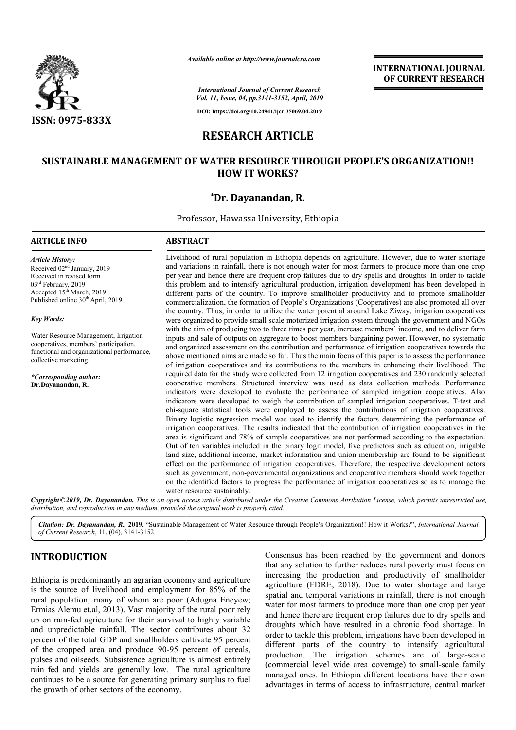*Available online at http://www.journalcra.com*

*International Journal of Current Research*
*Vol. 11, Issue, 04, pp.3141-3152, April, 2019*

**DOI: https://doi.org/10.24941/ijcr.35069.04.2019**

**INTERNATIONAL JOURNAL OF CURRENT RESEARCH**

**ISSN: 0975-833X**

# RESEARCH ARTICLE

# SUSTAINABLE MANAGEMENT OF WATER RESOURCE THROUGH PEOPLE'S ORGANIZATION!! HOW IT WORKS?

**\*Dr. Dayanandan, R.**

Professor, Hawassa University, Ethiopia

**ARTICLE INFO**

*Article History:*
Received 02nd January, 2019
Received in revised form
03rd February, 2019
Accepted 15th March, 2019
Published online 30th April, 2019

*Key Words:*

Water Resource Management, Irrigation cooperatives, members' participation, functional and organizational performance, collective marketing.

*\*Corresponding author:*
**Dr.Dayanandan, R.**

**ABSTRACT**

Livelihood of rural population in Ethiopia depends on agriculture. However, due to water shortage and variations in rainfall, there is not enough water for most farmers to produce more than one crop per year and hence there are frequent crop failures due to dry spells and droughts. In order to tackle this problem and to intensify agricultural production, irrigation development has been developed in different parts of the country. To improve smallholder productivity and to promote smallholder commercialization, the formation of People's Organizations (Cooperatives) are also promoted all over the country. Thus, in order to utilize the water potential around Lake Ziway, irrigation cooperatives were organized to provide small scale motorized irrigation system through the government and NGOs with the aim of producing two to three times per year, increase members' income, and to deliver farm inputs and sale of outputs on aggregate to boost members bargaining power. However, no systematic and organized assessment on the contribution and performance of irrigation cooperatives towards the above mentioned aims are made so far. Thus the main focus of this paper is to assess the performance of irrigation cooperatives and its contributions to the members in enhancing their livelihood. The required data for the study were collected from 12 irrigation cooperatives and 230 randomly selected cooperative members. Structured interview was used as data collection methods. Performance indicators were developed to evaluate the performance of sampled irrigation cooperatives. Also indicators were developed to weigh the contribution of sampled irrigation cooperatives. T-test and chi-square statistical tools were employed to assess the contributions of irrigation cooperatives. Binary logistic regression model was used to identify the factors determining the performance of irrigation cooperatives. The results indicated that the contribution of irrigation cooperatives in the area is significant and 78% of sample cooperatives are not performed according to the expectation. Out of ten variables included in the binary logit model, five predictors such as education, irrigable land size, additional income, market information and union membership are found to be significant effect on the performance of irrigation cooperatives. Therefore, the respective development actors such as government, non-governmental organizations and cooperative members should work together on the identified factors to progress the performance of irrigation cooperatives so as to manage the water resource sustainably.

***Copyright©2019, Dr. Dayanandan.*** *This is an open access article distributed under the Creative Commons Attribution License, which permits unrestricted use, distribution, and reproduction in any medium, provided the original work is properly cited.*

***Citation: Dr. Dayanandan, R.. 2019.*** "Sustainable Management of Water Resource through People's Organization!! How it Works?", *International Journal of Current Research*, 11, (04), 3141-3152.

## INTRODUCTION

Ethiopia is predominantly an agrarian economy and agriculture is the source of livelihood and employment for 85% of the rural population; many of whom are poor (Adugna Eneyew; Ermias Alemu et.al, 2013). Vast majority of the rural poor rely up on rain-fed agriculture for their survival to highly variable and unpredictable rainfall. The sector contributes about 32 percent of the total GDP and smallholders cultivate 95 percent of the cropped area and produce 90-95 percent of cereals, pulses and oilseeds. Subsistence agriculture is almost entirely rain fed and yields are generally low. The rural agriculture continues to be a source for generating primary surplus to fuel the growth of other sectors of the economy.

Consensus has been reached by the government and donors that any solution to further reduces rural poverty must focus on increasing the production and productivity of smallholder agriculture (FDRE, 2018). Due to water shortage and large spatial and temporal variations in rainfall, there is not enough water for most farmers to produce more than one crop per year and hence there are frequent crop failures due to dry spells and droughts which have resulted in a chronic food shortage. In order to tackle this problem, irrigations have been developed in different parts of the country to intensify agricultural production. The irrigation schemes are of large-scale (commercial level wide area coverage) to small-scale family managed ones. In Ethiopia different locations have their own advantages in terms of access to infrastructure, central market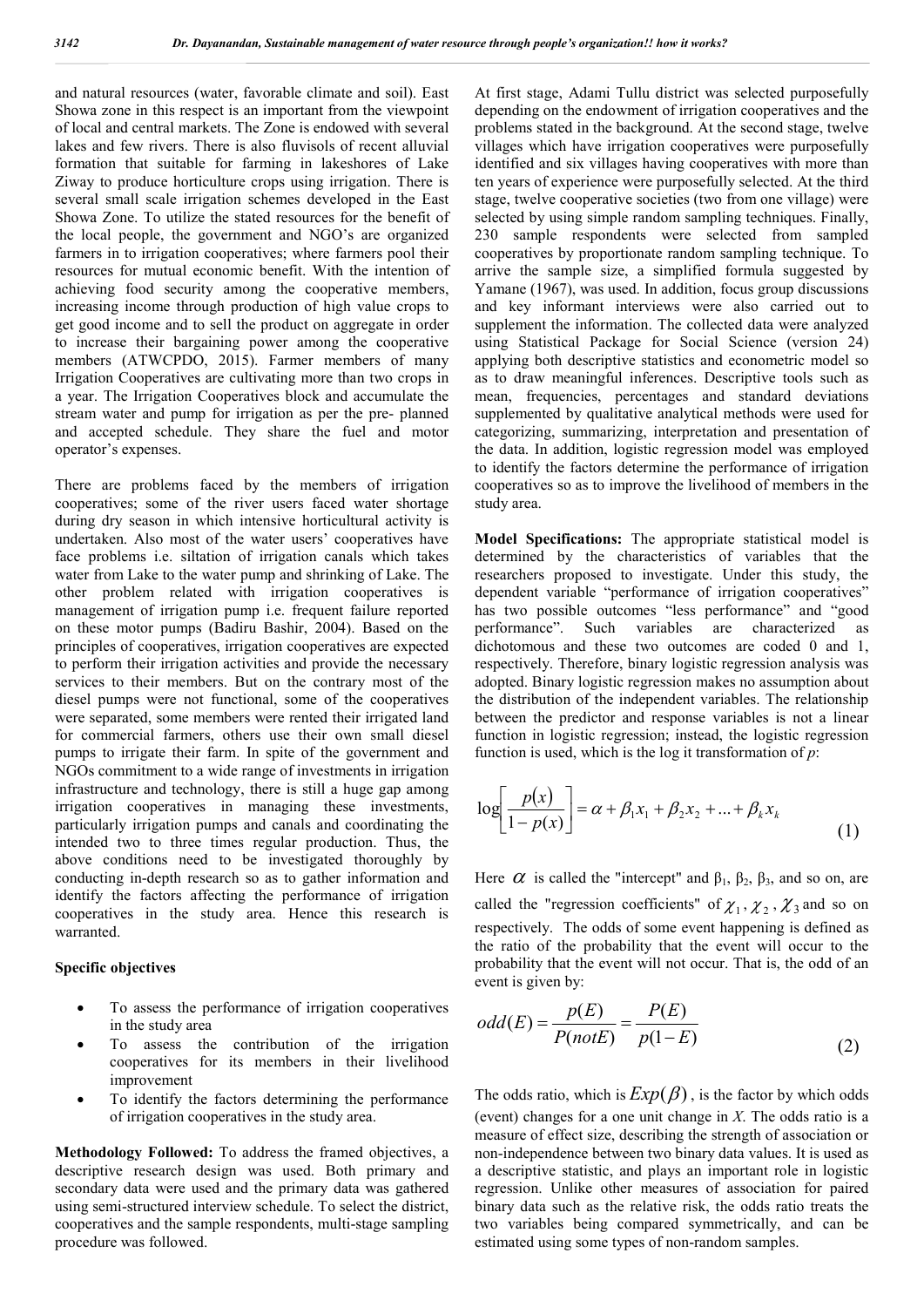and natural resources (water, favorable climate and soil). East Showa zone in this respect is an important from the viewpoint of local and central markets. The Zone is endowed with several lakes and few rivers. There is also fluvisols of recent alluvial formation that suitable for farming in lakeshores of Lake Ziway to produce horticulture crops using irrigation. There is several small scale irrigation schemes developed in the East Showa Zone. To utilize the stated resources for the benefit of the local people, the government and NGO's are organized farmers in to irrigation cooperatives; where farmers pool their resources for mutual economic benefit. With the intention of achieving food security among the cooperative members, increasing income through production of high value crops to get good income and to sell the product on aggregate in order to increase their bargaining power among the cooperative members (ATWCPDO, 2015). Farmer members of many Irrigation Cooperatives are cultivating more than two crops in a year. The Irrigation Cooperatives block and accumulate the stream water and pump for irrigation as per the pre- planned and accepted schedule. They share the fuel and motor operator's expenses.

There are problems faced by the members of irrigation cooperatives; some of the river users faced water shortage during dry season in which intensive horticultural activity is undertaken. Also most of the water users' cooperatives have face problems i.e. siltation of irrigation canals which takes water from Lake to the water pump and shrinking of Lake. The other problem related with irrigation cooperatives is management of irrigation pump i.e. frequent failure reported on these motor pumps (Badiru Bashir, 2004). Based on the principles of cooperatives, irrigation cooperatives are expected to perform their irrigation activities and provide the necessary services to their members. But on the contrary most of the diesel pumps were not functional, some of the cooperatives were separated, some members were rented their irrigated land for commercial farmers, others use their own small diesel pumps to irrigate their farm. In spite of the government and NGOs commitment to a wide range of investments in irrigation infrastructure and technology, there is still a huge gap among irrigation cooperatives in managing these investments, particularly irrigation pumps and canals and coordinating the intended two to three times regular production. Thus, the above conditions need to be investigated thoroughly by conducting in-depth research so as to gather information and identify the factors affecting the performance of irrigation cooperatives in the study area. Hence this research is warranted.

**Specific objectives**

- To assess the performance of irrigation cooperatives in the study area
- To assess the contribution of the irrigation cooperatives for its members in their livelihood improvement
- To identify the factors determining the performance of irrigation cooperatives in the study area.

**Methodology Followed:** To address the framed objectives, a descriptive research design was used. Both primary and secondary data were used and the primary data was gathered using semi-structured interview schedule. To select the district, cooperatives and the sample respondents, multi-stage sampling procedure was followed.

At first stage, Adami Tullu district was selected purposefully depending on the endowment of irrigation cooperatives and the problems stated in the background. At the second stage, twelve villages which have irrigation cooperatives were purposefully identified and six villages having cooperatives with more than ten years of experience were purposefully selected. At the third stage, twelve cooperative societies (two from one village) were selected by using simple random sampling techniques. Finally, 230 sample respondents were selected from sampled cooperatives by proportionate random sampling technique. To arrive the sample size, a simplified formula suggested by Yamane (1967), was used. In addition, focus group discussions and key informant interviews were also carried out to supplement the information. The collected data were analyzed using Statistical Package for Social Science (version 24) applying both descriptive statistics and econometric model so as to draw meaningful inferences. Descriptive tools such as mean, frequencies, percentages and standard deviations supplemented by qualitative analytical methods were used for categorizing, summarizing, interpretation and presentation of the data. In addition, logistic regression model was employed to identify the factors determine the performance of irrigation cooperatives so as to improve the livelihood of members in the study area.

**Model Specifications:** The appropriate statistical model is determined by the characteristics of variables that the researchers proposed to investigate. Under this study, the dependent variable "performance of irrigation cooperatives" has two possible outcomes "less performance" and "good performance". Such variables are characterized as dichotomous and these two outcomes are coded 0 and 1, respectively. Therefore, binary logistic regression analysis was adopted. Binary logistic regression makes no assumption about the distribution of the independent variables. The relationship between the predictor and response variables is not a linear function in logistic regression; instead, the logistic regression function is used, which is the log it transformation of *p*:

$$\log\left[\frac{p(x)}{1-p(x)}\right] = \alpha + \beta_1 x_1 + \beta_2 x_2 + ... + \beta_k x_k \tag{1}$$

Here $\alpha$ is called the "intercept" and $\beta_1$, $\beta_2$, $\beta_3$, and so on, are called the "regression coefficients" of $\chi_1, \chi_2, \chi_3$ and so on respectively. The odds of some event happening is defined as the ratio of the probability that the event will occur to the probability that the event will not occur. That is, the odd of an event is given by:

$$odd(E) = \frac{p(E)}{P(notE)} = \frac{P(E)}{p(1-E)} \tag{2}$$

The odds ratio, which is $Exp(\beta)$, is the factor by which odds (event) changes for a one unit change in *X*. The odds ratio is a measure of effect size, describing the strength of association or non-independence between two binary data values. It is used as a descriptive statistic, and plays an important role in logistic regression. Unlike other measures of association for paired binary data such as the relative risk, the odds ratio treats the two variables being compared symmetrically, and can be estimated using some types of non-random samples.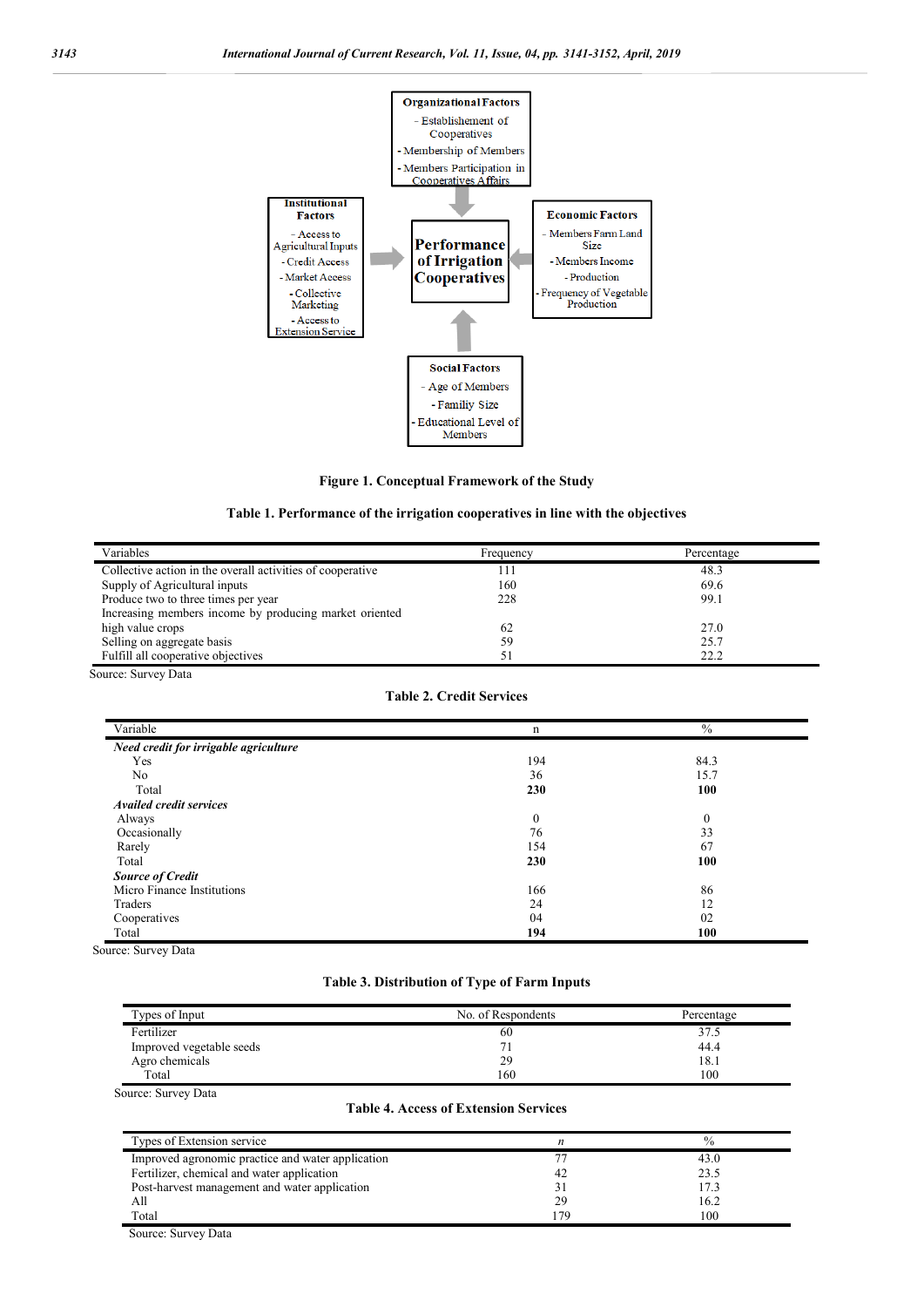Organizational Factors
- Establishement of Cooperatives
- Membership of Members
- Members Participation in Cooperatives Affairs

Institutional Factors
- Access to Agricultural Inputs
- Credit Access
- Market Access
- Collective Marketing
- Access to Extension Service

Performance of Irrigation Cooperatives

Economic Factors
- Members Farm Land Size
- Members Income
- Production
- Frequency of Vegetable Production

Social Factors
- Age of Members
- Familiy Size
- Educational Level of Members

**Figure 1. Conceptual Framework of the Study**

**Table 1. Performance of the irrigation cooperatives in line with the objectives**

| Variables | Frequency | Percentage |
|---|---|---|
| Collective action in the overall activities of cooperative | 111 | 48.3 |
| Supply of Agricultural inputs | 160 | 69.6 |
| Produce two to three times per year | 228 | 99.1 |
| Increasing members income by producing market oriented high value crops | 62 | 27.0 |
| Selling on aggregate basis | 59 | 25.7 |
| Fulfill all cooperative objectives | 51 | 22.2 |

Source: Survey Data

**Table 2. Credit Services**

| Variable | n | % |
|---|---|---|
| ***Need credit for irrigable agriculture*** | | |
| Yes | 194 | 84.3 |
| No | 36 | 15.7 |
| Total | **230** | **100** |
| ***Availed credit services*** | | |
| Always | 0 | 0 |
| Occasionally | 76 | 33 |
| Rarely | 154 | 67 |
| Total | **230** | **100** |
| ***Source of Credit*** | | |
| Micro Finance Institutions | 166 | 86 |
| Traders | 24 | 12 |
| Cooperatives | 04 | 02 |
| Total | **194** | **100** |

Source: Survey Data

**Table 3. Distribution of Type of Farm Inputs**

| Types of Input | No. of Respondents | Percentage |
|---|---|---|
| Fertilizer | 60 | 37.5 |
| Improved vegetable seeds | 71 | 44.4 |
| Agro chemicals | 29 | 18.1 |
| Total | 160 | 100 |

Source: Survey Data

**Table 4. Access of Extension Services**

| Types of Extension service | *n* | % |
|---|---|---|
| Improved agronomic practice and water application | 77 | 43.0 |
| Fertilizer, chemical and water application | 42 | 23.5 |
| Post-harvest management and water application | 31 | 17.3 |
| All | 29 | 16.2 |
| Total | 179 | 100 |

Source: Survey Data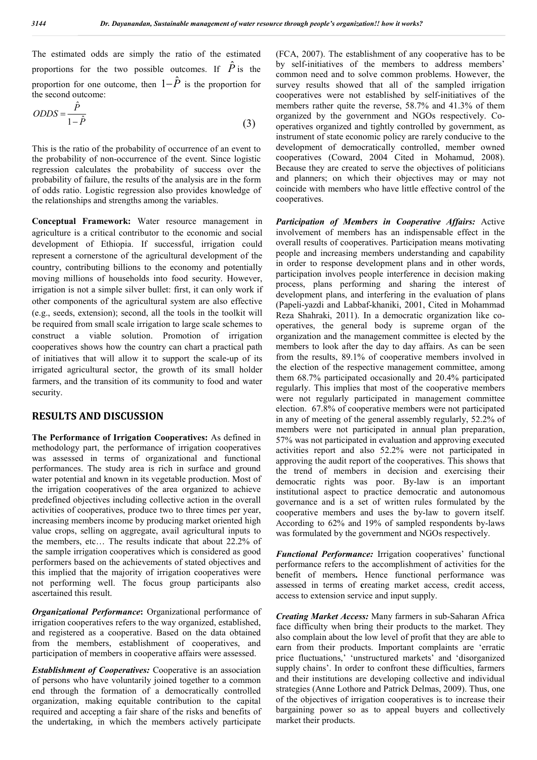The estimated odds are simply the ratio of the estimated proportions for the two possible outcomes. If $\hat{P}$ is the proportion for one outcome, then $1-\hat{P}$ is the proportion for the second outcome:

$$ODDS = \frac{\hat{P}}{1-\hat{P}} \quad (3)$$

This is the ratio of the probability of occurrence of an event to the probability of non-occurrence of the event. Since logistic regression calculates the probability of success over the probability of failure, the results of the analysis are in the form of odds ratio. Logistic regression also provides knowledge of the relationships and strengths among the variables.

**Conceptual Framework:** Water resource management in agriculture is a critical contributor to the economic and social development of Ethiopia. If successful, irrigation could represent a cornerstone of the agricultural development of the country, contributing billions to the economy and potentially moving millions of households into food security. However, irrigation is not a simple silver bullet: first, it can only work if other components of the agricultural system are also effective (e.g., seeds, extension); second, all the tools in the toolkit will be required from small scale irrigation to large scale schemes to construct a viable solution. Promotion of irrigation cooperatives shows how the country can chart a practical path of initiatives that will allow it to support the scale-up of its irrigated agricultural sector, the growth of its small holder farmers, and the transition of its community to food and water security.

## RESULTS AND DISCUSSION

**The Performance of Irrigation Cooperatives:** As defined in methodology part, the performance of irrigation cooperatives was assessed in terms of organizational and functional performances. The study area is rich in surface and ground water potential and known in its vegetable production. Most of the irrigation cooperatives of the area organized to achieve predefined objectives including collective action in the overall activities of cooperatives, produce two to three times per year, increasing members income by producing market oriented high value crops, selling on aggregate, avail agricultural inputs to the members, etc… The results indicate that about 22.2% of the sample irrigation cooperatives which is considered as good performers based on the achievements of stated objectives and this implied that the majority of irrigation cooperatives were not performing well. The focus group participants also ascertained this result.

***Organizational Performance*:** Organizational performance of irrigation cooperatives refers to the way organized, established, and registered as a cooperative. Based on the data obtained from the members, establishment of cooperatives, and participation of members in cooperative affairs were assessed.

***Establishment of Cooperatives:*** Cooperative is an association of persons who have voluntarily joined together to a common end through the formation of a democratically controlled organization, making equitable contribution to the capital required and accepting a fair share of the risks and benefits of the undertaking, in which the members actively participate (FCA, 2007). The establishment of any cooperative has to be by self-initiatives of the members to address members' common need and to solve common problems. However, the survey results showed that all of the sampled irrigation cooperatives were not established by self-initiatives of the members rather quite the reverse, 58.7% and 41.3% of them organized by the government and NGOs respectively. Co-operatives organized and tightly controlled by government, as instrument of state economic policy are rarely conducive to the development of democratically controlled, member owned cooperatives (Coward, 2004 Cited in Mohamud, 2008). Because they are created to serve the objectives of politicians and planners; on which their objectives may or may not coincide with members who have little effective control of the cooperatives.

***Participation of Members in Cooperative Affairs:*** Active involvement of members has an indispensable effect in the overall results of cooperatives. Participation means motivating people and increasing members understanding and capability in order to response development plans and in other words, participation involves people interference in decision making process, plans performing and sharing the interest of development plans, and interfering in the evaluation of plans (Papeli-yazdi and Labbaf-khaniki, 2001, Cited in Mohammad Reza Shahraki, 2011). In a democratic organization like co-operatives, the general body is supreme organ of the organization and the management committee is elected by the members to look after the day to day affairs. As can be seen from the results, 89.1% of cooperative members involved in the election of the respective management committee, among them 68.7% participated occasionally and 20.4% participated regularly. This implies that most of the cooperative members were not regularly participated in management committee election. 67.8% of cooperative members were not participated in any of meeting of the general assembly regularly, 52.2% of members were not participated in annual plan preparation, 57% was not participated in evaluation and approving executed activities report and also 52.2% were not participated in approving the audit report of the cooperatives. This shows that the trend of members in decision and exercising their democratic rights was poor. By-law is an important institutional aspect to practice democratic and autonomous governance and is a set of written rules formulated by the cooperative members and uses the by-law to govern itself. According to 62% and 19% of sampled respondents by-laws was formulated by the government and NGOs respectively.

***Functional Performance:*** Irrigation cooperatives' functional performance refers to the accomplishment of activities for the benefit of members**.** Hence functional performance was assessed in terms of **c**reating market access, credit access, access to extension service and input supply.

***Creating Market Access:*** Many farmers in sub-Saharan Africa face difficulty when bring their products to the market. They also complain about the low level of profit that they are able to earn from their products. Important complaints are 'erratic price fluctuations,' 'unstructured markets' and 'disorganized supply chains'. In order to confront these difficulties, farmers and their institutions are developing collective and individual strategies (Anne Lothore and Patrick Delmas, 2009). Thus, one of the objectives of irrigation cooperatives is to increase their bargaining power so as to appeal buyers and collectively market their products.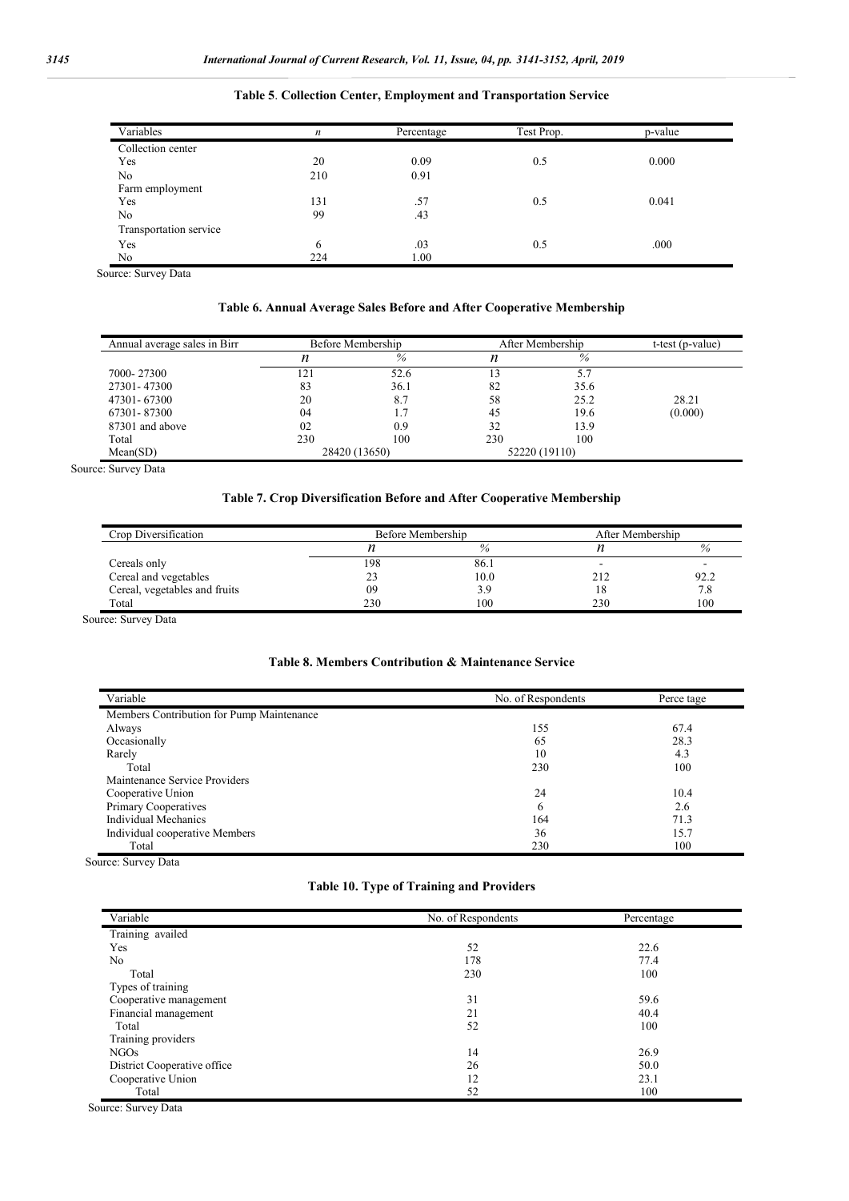**Table 5**. **Collection Center, Employment and Transportation Service**

| Variables | *n* | Percentage | Test Prop. | p-value |
|---|---|---|---|---|
| Collection center | | | | |
| Yes | 20 | 0.09 | 0.5 | 0.000 |
| No | 210 | 0.91 | | |
| Farm employment | | | | |
| Yes | 131 | .57 | 0.5 | 0.041 |
| No | 99 | .43 | | |
| Transportation service | | | | |
| Yes | 6 | .03 | 0.5 | .000 |
| No | 224 | 1.00 | | |

Source: Survey Data

**Table 6. Annual Average Sales Before and After Cooperative Membership**

| Annual average sales in Birr | Before Membership | | After Membership | | t-test (p-value) |
|---|---|---|---|---|---|
| | *n* | *%* | *n* | *%* | |
| 7000- 27300 | 121 | 52.6 | 13 | 5.7 | |
| 27301- 47300 | 83 | 36.1 | 82 | 35.6 | |
| 47301- 67300 | 20 | 8.7 | 58 | 25.2 | 28.21 |
| 67301- 87300 | 04 | 1.7 | 45 | 19.6 | (0.000) |
| 87301 and above | 02 | 0.9 | 32 | 13.9 | |
| Total | 230 | 100 | 230 | 100 | |
| Mean(SD) | 28420 (13650) | | 52220 (19110) | | |

Source: Survey Data

**Table 7. Crop Diversification Before and After Cooperative Membership**

| Crop Diversification | Before Membership | | After Membership | |
|---|---|---|---|---|
| | *n* | *%* | *n* | *%* |
| Cereals only | 198 | 86.1 | - | - |
| Cereal and vegetables | 23 | 10.0 | 212 | 92.2 |
| Cereal, vegetables and fruits | 09 | 3.9 | 18 | 7.8 |
| Total | 230 | 100 | 230 | 100 |

Source: Survey Data

**Table 8. Members Contribution & Maintenance Service**

| Variable | No. of Respondents | Perce tage |
|---|---|---|
| Members Contribution for Pump Maintenance | | |
| Always | 155 | 67.4 |
| Occasionally | 65 | 28.3 |
| Rarely | 10 | 4.3 |
| Total | 230 | 100 |
| Maintenance Service Providers | | |
| Cooperative Union | 24 | 10.4 |
| Primary Cooperatives | 6 | 2.6 |
| Individual Mechanics | 164 | 71.3 |
| Individual cooperative Members | 36 | 15.7 |
| Total | 230 | 100 |

Source: Survey Data

**Table 10. Type of Training and Providers**

| Variable | No. of Respondents | Percentage |
|---|---|---|
| Training availed | | |
| Yes | 52 | 22.6 |
| No | 178 | 77.4 |
| Total | 230 | 100 |
| Types of training | | |
| Cooperative management | 31 | 59.6 |
| Financial management | 21 | 40.4 |
| Total | 52 | 100 |
| Training providers | | |
| NGOs | 14 | 26.9 |
| District Cooperative office | 26 | 50.0 |
| Cooperative Union | 12 | 23.1 |
| Total | 52 | 100 |

Source: Survey Data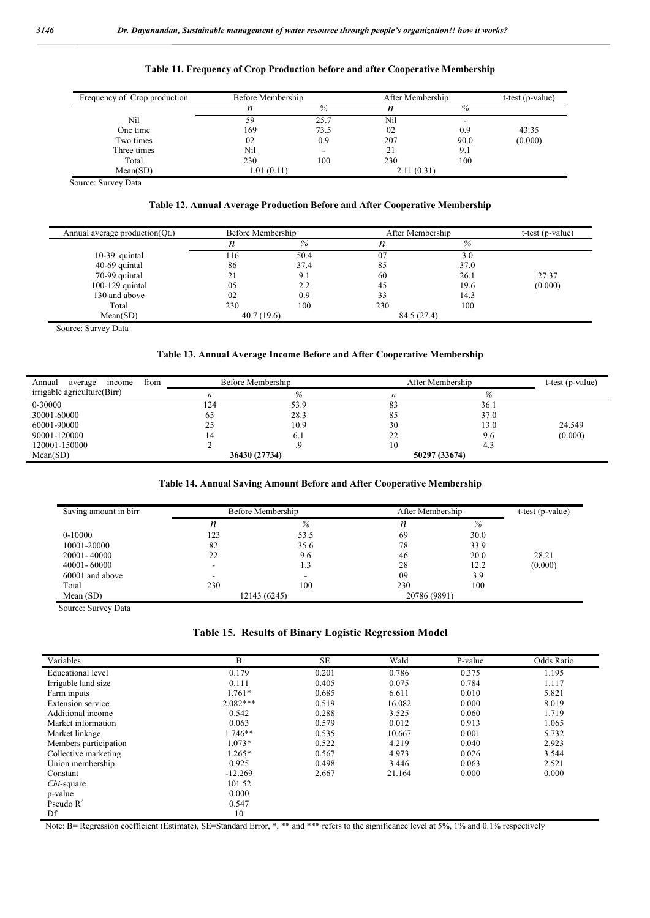**Table 11. Frequency of Crop Production before and after Cooperative Membership**

| Frequency of Crop production | Before Membership | | After Membership | | t-test (p-value) |
|---|---|---|---|---|---|
| | *n* | % | *n* | % | |
| Nil | 59 | 25.7 | Nil | - | |
| One time | 169 | 73.5 | 02 | 0.9 | 43.35 |
| Two times | 02 | 0.9 | 207 | 90.0 | (0.000) |
| Three times | Nil | - | 21 | 9.1 | |
| Total | 230 | 100 | 230 | 100 | |
| Mean(SD) | 1.01 (0.11) | | 2.11 (0.31) | | |

Source: Survey Data

**Table 12. Annual Average Production Before and After Cooperative Membership**

| Annual average production(Qt.) | Before Membership | | After Membership | | t-test (p-value) |
|---|---|---|---|---|---|
| | *n* | % | *n* | % | |
| 10-39 quintal | 116 | 50.4 | 07 | 3.0 | |
| 40-69 quintal | 86 | 37.4 | 85 | 37.0 | |
| 70-99 quintal | 21 | 9.1 | 60 | 26.1 | 27.37 |
| 100-129 quintal | 05 | 2.2 | 45 | 19.6 | (0.000) |
| 130 and above | 02 | 0.9 | 33 | 14.3 | |
| Total | 230 | 100 | 230 | 100 | |
| Mean(SD) | 40.7 (19.6) | | 84.5 (27.4) | | |

Source: Survey Data

**Table 13. Annual Average Income Before and After Cooperative Membership**

| Annual average income from irrigable agriculture(Birr) | Before Membership | | After Membership | | t-test (p-value) |
|---|---|---|---|---|---|
| | *n* | % | *n* | % | |
| 0-30000 | 124 | 53.9 | 83 | 36.1 | |
| 30001-60000 | 65 | 28.3 | 85 | 37.0 | |
| 60001-90000 | 25 | 10.9 | 30 | 13.0 | 24.549 |
| 90001-120000 | 14 | 6.1 | 22 | 9.6 | (0.000) |
| 120001-150000 | 2 | .9 | 10 | 4.3 | |
| Mean(SD) | **36430 (27734)** | | **50297 (33674)** | | |

**Table 14. Annual Saving Amount Before and After Cooperative Membership**

| Saving amount in birr | Before Membership | | After Membership | | t-test (p-value) |
|---|---|---|---|---|---|
| | *n* | % | *n* | % | |
| 0-10000 | 123 | 53.5 | 69 | 30.0 | |
| 10001-20000 | 82 | 35.6 | 78 | 33.9 | |
| 20001- 40000 | 22 | 9.6 | 46 | 20.0 | 28.21 |
| 40001- 60000 | - | 1.3 | 28 | 12.2 | (0.000) |
| 60001 and above | - | - | 09 | 3.9 | |
| Total | 230 | 100 | 230 | 100 | |
| Mean (SD) | 12143 (6245) | | 20786 (9891) | | |

Source: Survey Data

**Table 15. Results of Binary Logistic Regression Model**

| Variables | B | SE | Wald | P-value | Odds Ratio |
|---|---|---|---|---|---|
| Educational level | 0.179 | 0.201 | 0.786 | 0.375 | 1.195 |
| Irrigable land size | 0.111 | 0.405 | 0.075 | 0.784 | 1.117 |
| Farm inputs | 1.761* | 0.685 | 6.611 | 0.010 | 5.821 |
| Extension service | 2.082*** | 0.519 | 16.082 | 0.000 | 8.019 |
| Additional income | 0.542 | 0.288 | 3.525 | 0.060 | 1.719 |
| Market information | 0.063 | 0.579 | 0.012 | 0.913 | 1.065 |
| Market linkage | 1.746** | 0.535 | 10.667 | 0.001 | 5.732 |
| Members participation | 1.073* | 0.522 | 4.219 | 0.040 | 2.923 |
| Collective marketing | 1.265* | 0.567 | 4.973 | 0.026 | 3.544 |
| Union membership | 0.925 | 0.498 | 3.446 | 0.063 | 2.521 |
| Constant | -12.269 | 2.667 | 21.164 | 0.000 | 0.000 |
| *Chi*-square | 101.52 | | | | |
| p-value | 0.000 | | | | |
| Pseudo $R^2$ | 0.547 | | | | |
| Df | 10 | | | | |

Note: B= Regression coefficient (Estimate), SE=Standard Error, *, ** and *** refers to the significance level at 5%, 1% and 0.1% respectively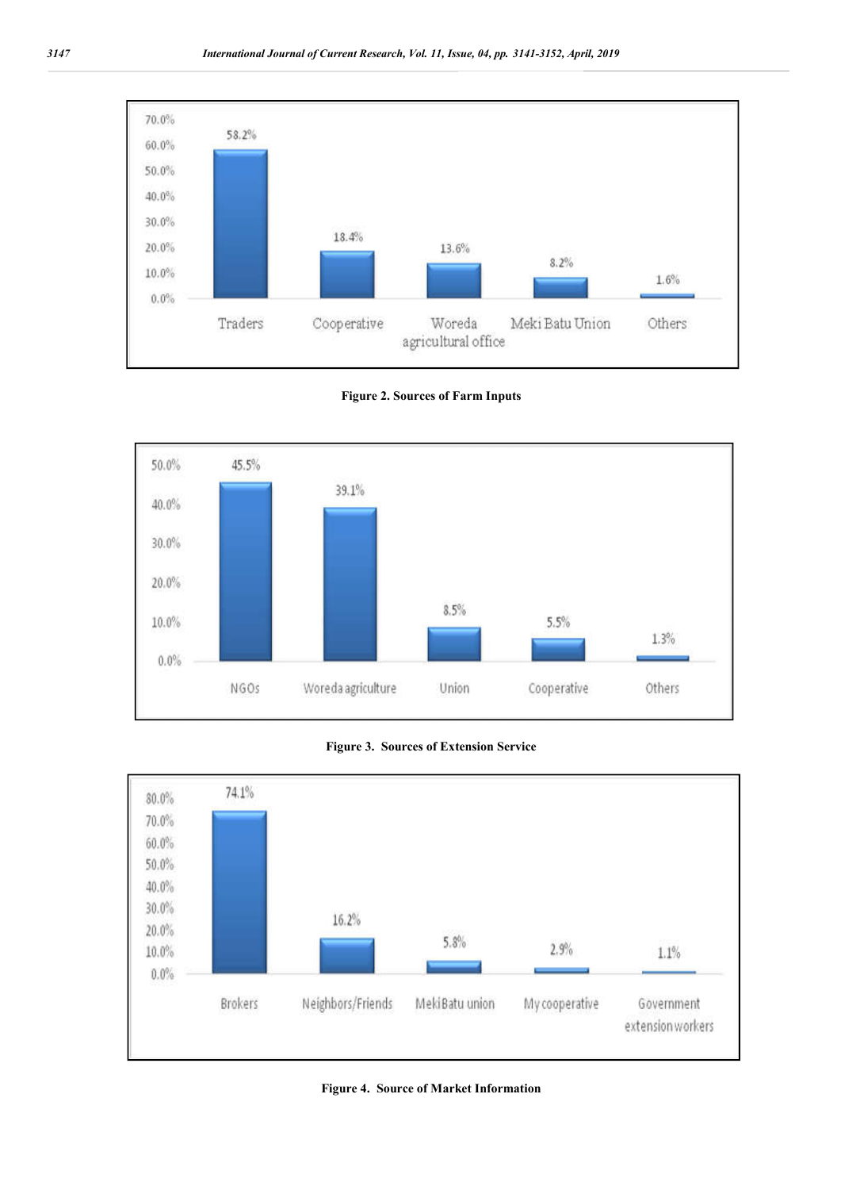Figure 2. Sources of Farm Inputs

Figure 3. Sources of Extension Service

Figure 4. Source of Market Information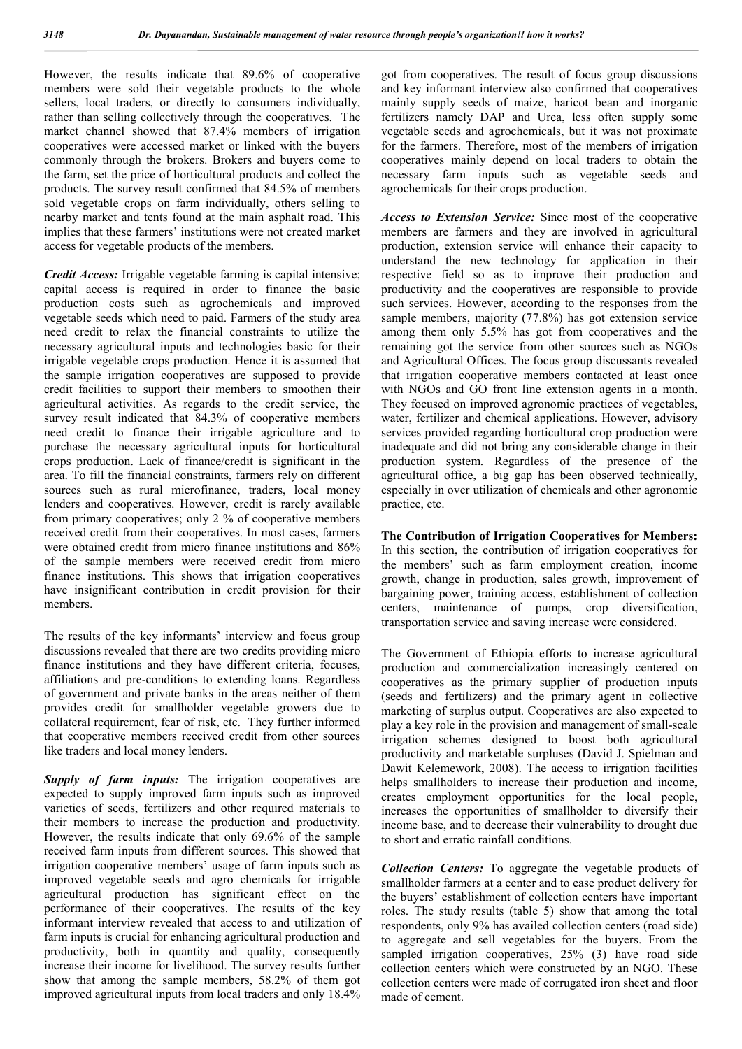However, the results indicate that 89.6% of cooperative members were sold their vegetable products to the whole sellers, local traders, or directly to consumers individually, rather than selling collectively through the cooperatives. The market channel showed that 87.4% members of irrigation cooperatives were accessed market or linked with the buyers commonly through the brokers. Brokers and buyers come to the farm, set the price of horticultural products and collect the products. The survey result confirmed that 84.5% of members sold vegetable crops on farm individually, others selling to nearby market and tents found at the main asphalt road. This implies that these farmers' institutions were not created market access for vegetable products of the members.

***Credit Access:*** Irrigable vegetable farming is capital intensive; capital access is required in order to finance the basic production costs such as agrochemicals and improved vegetable seeds which need to paid. Farmers of the study area need credit to relax the financial constraints to utilize the necessary agricultural inputs and technologies basic for their irrigable vegetable crops production. Hence it is assumed that the sample irrigation cooperatives are supposed to provide credit facilities to support their members to smoothen their agricultural activities. As regards to the credit service, the survey result indicated that 84.3% of cooperative members need credit to finance their irrigable agriculture and to purchase the necessary agricultural inputs for horticultural crops production. Lack of finance/credit is significant in the area. To fill the financial constraints, farmers rely on different sources such as rural microfinance, traders, local money lenders and cooperatives. However, credit is rarely available from primary cooperatives; only 2 % of cooperative members received credit from their cooperatives. In most cases, farmers were obtained credit from micro finance institutions and 86% of the sample members were received credit from micro finance institutions. This shows that irrigation cooperatives have insignificant contribution in credit provision for their members.

The results of the key informants' interview and focus group discussions revealed that there are two credits providing micro finance institutions and they have different criteria, focuses, affiliations and pre-conditions to extending loans. Regardless of government and private banks in the areas neither of them provides credit for smallholder vegetable growers due to collateral requirement, fear of risk, etc. They further informed that cooperative members received credit from other sources like traders and local money lenders.

***Supply of farm inputs:*** The irrigation cooperatives are expected to supply improved farm inputs such as improved varieties of seeds, fertilizers and other required materials to their members to increase the production and productivity. However, the results indicate that only 69.6% of the sample received farm inputs from different sources. This showed that irrigation cooperative members' usage of farm inputs such as improved vegetable seeds and agro chemicals for irrigable agricultural production has significant effect on the performance of their cooperatives. The results of the key informant interview revealed that access to and utilization of farm inputs is crucial for enhancing agricultural production and productivity, both in quantity and quality, consequently increase their income for livelihood. The survey results further show that among the sample members, 58.2% of them got improved agricultural inputs from local traders and only 18.4% got from cooperatives. The result of focus group discussions and key informant interview also confirmed that cooperatives mainly supply seeds of maize, haricot bean and inorganic fertilizers namely DAP and Urea, less often supply some vegetable seeds and agrochemicals, but it was not proximate for the farmers. Therefore, most of the members of irrigation cooperatives mainly depend on local traders to obtain the necessary farm inputs such as vegetable seeds and agrochemicals for their crops production.

***Access to Extension Service:*** Since most of the cooperative members are farmers and they are involved in agricultural production, extension service will enhance their capacity to understand the new technology for application in their respective field so as to improve their production and productivity and the cooperatives are responsible to provide such services. However, according to the responses from the sample members, majority (77.8%) has got extension service among them only 5.5% has got from cooperatives and the remaining got the service from other sources such as NGOs and Agricultural Offices. The focus group discussants revealed that irrigation cooperative members contacted at least once with NGOs and GO front line extension agents in a month. They focused on improved agronomic practices of vegetables, water, fertilizer and chemical applications. However, advisory services provided regarding horticultural crop production were inadequate and did not bring any considerable change in their production system. Regardless of the presence of the agricultural office, a big gap has been observed technically, especially in over utilization of chemicals and other agronomic practice, etc.

**The Contribution of Irrigation Cooperatives for Members:** In this section, the contribution of irrigation cooperatives for the members' such as farm employment creation, income growth, change in production, sales growth, improvement of bargaining power, training access, establishment of collection centers, maintenance of pumps, crop diversification, transportation service and saving increase were considered.

The Government of Ethiopia efforts to increase agricultural production and commercialization increasingly centered on cooperatives as the primary supplier of production inputs (seeds and fertilizers) and the primary agent in collective marketing of surplus output. Cooperatives are also expected to play a key role in the provision and management of small-scale irrigation schemes designed to boost both agricultural productivity and marketable surpluses (David J. Spielman and Dawit Kelemework, 2008). The access to irrigation facilities helps smallholders to increase their production and income, creates employment opportunities for the local people, increases the opportunities of smallholder to diversify their income base, and to decrease their vulnerability to drought due to short and erratic rainfall conditions.

***Collection Centers:*** To aggregate the vegetable products of smallholder farmers at a center and to ease product delivery for the buyers' establishment of collection centers have important roles. The study results (table 5) show that among the total respondents, only 9% has availed collection centers (road side) to aggregate and sell vegetables for the buyers. From the sampled irrigation cooperatives, 25% (3) have road side collection centers which were constructed by an NGO. These collection centers were made of corrugated iron sheet and floor made of cement.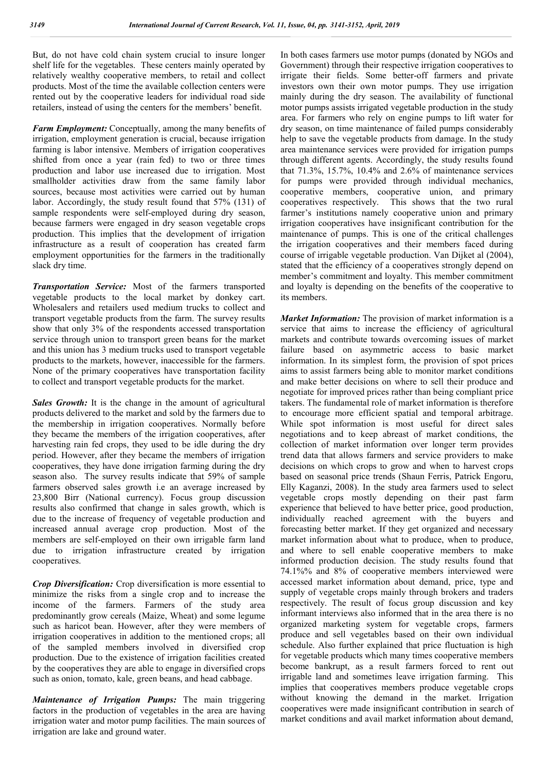But, do not have cold chain system crucial to insure longer shelf life for the vegetables. These centers mainly operated by relatively wealthy cooperative members, to retail and collect products. Most of the time the available collection centers were rented out by the cooperative leaders for individual road side retailers, instead of using the centers for the members' benefit.

***Farm Employment:*** Conceptually, among the many benefits of irrigation, employment generation is crucial, because irrigation farming is labor intensive. Members of irrigation cooperatives shifted from once a year (rain fed) to two or three times production and labor use increased due to irrigation. Most smallholder activities draw from the same family labor sources, because most activities were carried out by human labor. Accordingly, the study result found that 57% (131) of sample respondents were self-employed during dry season, because farmers were engaged in dry season vegetable crops production. This implies that the development of irrigation infrastructure as a result of cooperation has created farm employment opportunities for the farmers in the traditionally slack dry time.

***Transportation Service:*** Most of the farmers transported vegetable products to the local market by donkey cart. Wholesalers and retailers used medium trucks to collect and transport vegetable products from the farm. The survey results show that only 3% of the respondents accessed transportation service through union to transport green beans for the market and this union has 3 medium trucks used to transport vegetable products to the markets, however, inaccessible for the farmers. None of the primary cooperatives have transportation facility to collect and transport vegetable products for the market.

***Sales Growth:*** It is the change in the amount of agricultural products delivered to the market and sold by the farmers due to the membership in irrigation cooperatives. Normally before they became the members of the irrigation cooperatives, after harvesting rain fed crops, they used to be idle during the dry period. However, after they became the members of irrigation cooperatives, they have done irrigation farming during the dry season also. The survey results indicate that 59% of sample farmers observed sales growth i.e an average increased by 23,800 Birr (National currency). Focus group discussion results also confirmed that change in sales growth, which is due to the increase of frequency of vegetable production and increased annual average crop production. Most of the members are self-employed on their own irrigable farm land due to irrigation infrastructure created by irrigation cooperatives.

***Crop Diversification:*** Crop diversification is more essential to minimize the risks from a single crop and to increase the income of the farmers. Farmers of the study area predominantly grow cereals (Maize, Wheat) and some legume such as haricot bean. However, after they were members of irrigation cooperatives in addition to the mentioned crops; all of the sampled members involved in diversified crop production. Due to the existence of irrigation facilities created by the cooperatives they are able to engage in diversified crops such as onion, tomato, kale, green beans, and head cabbage.

***Maintenance of Irrigation Pumps:*** The main triggering factors in the production of vegetables in the area are having irrigation water and motor pump facilities. The main sources of irrigation are lake and ground water. In both cases farmers use motor pumps (donated by NGOs and Government) through their respective irrigation cooperatives to irrigate their fields. Some better-off farmers and private investors own their own motor pumps. They use irrigation mainly during the dry season. The availability of functional motor pumps assists irrigated vegetable production in the study area. For farmers who rely on engine pumps to lift water for dry season, on time maintenance of failed pumps considerably help to save the vegetable products from damage. In the study area maintenance services were provided for irrigation pumps through different agents. Accordingly, the study results found that 71.3%, 15.7%, 10.4% and 2.6% of maintenance services for pumps were provided through individual mechanics, cooperative members, cooperative union, and primary cooperatives respectively. This shows that the two rural farmer's institutions namely cooperative union and primary irrigation cooperatives have insignificant contribution for the maintenance of pumps. This is one of the critical challenges the irrigation cooperatives and their members faced during course of irrigable vegetable production. Van Dijket al (2004), stated that the efficiency of a cooperatives strongly depend on member's commitment and loyalty. This member commitment and loyalty is depending on the benefits of the cooperative to its members.

***Market Information:*** The provision of market information is a service that aims to increase the efficiency of agricultural markets and contribute towards overcoming issues of market failure based on asymmetric access to basic market information. In its simplest form, the provision of spot prices aims to assist farmers being able to monitor market conditions and make better decisions on where to sell their produce and negotiate for improved prices rather than being compliant price takers. The fundamental role of market information is therefore to encourage more efficient spatial and temporal arbitrage. While spot information is most useful for direct sales negotiations and to keep abreast of market conditions, the collection of market information over longer term provides trend data that allows farmers and service providers to make decisions on which crops to grow and when to harvest crops based on seasonal price trends (Shaun Ferris, Patrick Engoru, Elly Kaganzi, 2008). In the study area farmers used to select vegetable crops mostly depending on their past farm experience that believed to have better price, good production, individually reached agreement with the buyers and forecasting better market. If they get organized and necessary market information about what to produce, when to produce, and where to sell enable cooperative members to make informed production decision. The study results found that 74.1%% and 8% of cooperative members interviewed were accessed market information about demand, price, type and supply of vegetable crops mainly through brokers and traders respectively. The result of focus group discussion and key informant interviews also informed that in the area there is no organized marketing system for vegetable crops, farmers produce and sell vegetables based on their own individual schedule. Also further explained that price fluctuation is high for vegetable products which many times cooperative members become bankrupt, as a result farmers forced to rent out irrigable land and sometimes leave irrigation farming. This implies that cooperatives members produce vegetable crops without knowing the demand in the market. Irrigation cooperatives were made insignificant contribution in search of market conditions and avail market information about demand,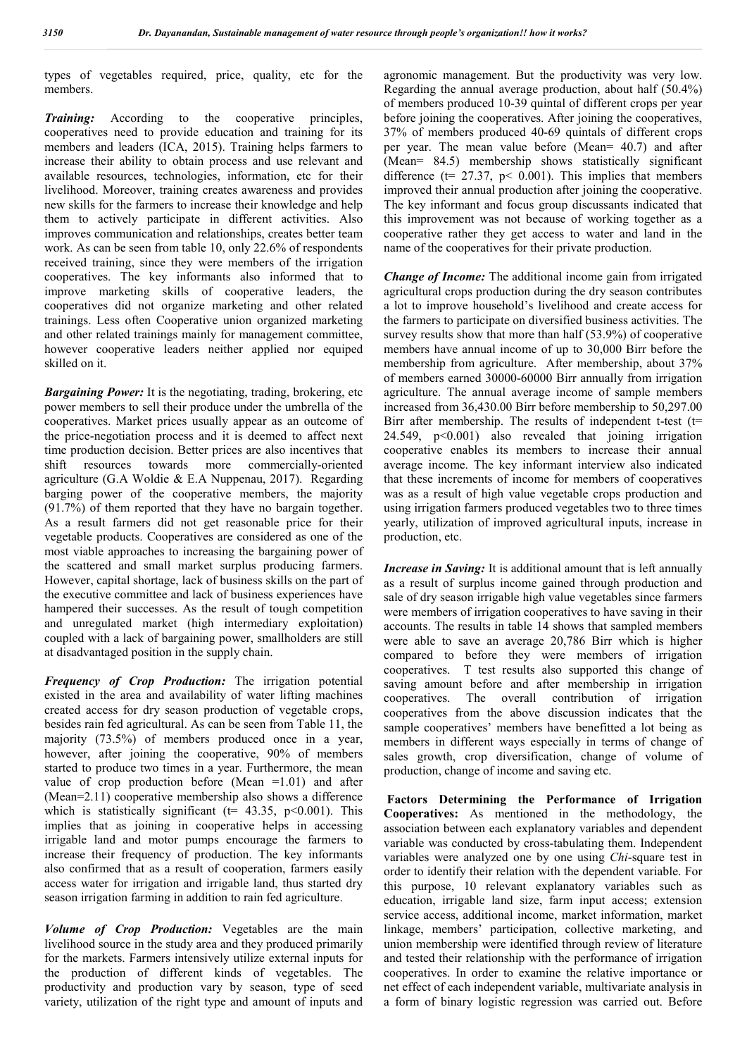types of vegetables required, price, quality, etc for the members.

***Training:*** According to the cooperative principles, cooperatives need to provide education and training for its members and leaders (ICA, 2015). Training helps farmers to increase their ability to obtain process and use relevant and available resources, technologies, information, etc for their livelihood. Moreover, training creates awareness and provides new skills for the farmers to increase their knowledge and help them to actively participate in different activities. Also improves communication and relationships, creates better team work. As can be seen from table 10, only 22.6% of respondents received training, since they were members of the irrigation cooperatives. The key informants also informed that to improve marketing skills of cooperative leaders, the cooperatives did not organize marketing and other related trainings. Less often Cooperative union organized marketing and other related trainings mainly for management committee, however cooperative leaders neither applied nor equiped skilled on it.

***Bargaining Power:*** It is the negotiating, trading, brokering, etc power members to sell their produce under the umbrella of the cooperatives. Market prices usually appear as an outcome of the price-negotiation process and it is deemed to affect next time production decision. Better prices are also incentives that shift resources towards more commercially-oriented agriculture (G.A Woldie & E.A Nuppenau, 2017). Regarding barging power of the cooperative members, the majority (91.7%) of them reported that they have no bargain together. As a result farmers did not get reasonable price for their vegetable products. Cooperatives are considered as one of the most viable approaches to increasing the bargaining power of the scattered and small market surplus producing farmers. However, capital shortage, lack of business skills on the part of the executive committee and lack of business experiences have hampered their successes. As the result of tough competition and unregulated market (high intermediary exploitation) coupled with a lack of bargaining power, smallholders are still at disadvantaged position in the supply chain.

***Frequency of Crop Production:*** The irrigation potential existed in the area and availability of water lifting machines created access for dry season production of vegetable crops, besides rain fed agricultural. As can be seen from Table 11, the majority (73.5%) of members produced once in a year, however, after joining the cooperative, 90% of members started to produce two times in a year. Furthermore, the mean value of crop production before (Mean =1.01) and after (Mean=2.11) cooperative membership also shows a difference which is statistically significant ($t = 43.35$, $p<0.001$). This implies that as joining in cooperative helps in accessing irrigable land and motor pumps encourage the farmers to increase their frequency of production. The key informants also confirmed that as a result of cooperation, farmers easily access water for irrigation and irrigable land, thus started dry season irrigation farming in addition to rain fed agriculture.

***Volume of Crop Production:*** Vegetables are the main livelihood source in the study area and they produced primarily for the markets. Farmers intensively utilize external inputs for the production of different kinds of vegetables. The productivity and production vary by season, type of seed variety, utilization of the right type and amount of inputs and agronomic management. But the productivity was very low. Regarding the annual average production, about half (50.4%) of members produced 10-39 quintal of different crops per year before joining the cooperatives. After joining the cooperatives, 37% of members produced 40-69 quintals of different crops per year. The mean value before (Mean= 40.7) and after (Mean= 84.5) membership shows statistically significant difference ($t = 27.37$, $p < 0.001$). This implies that members improved their annual production after joining the cooperative. The key informant and focus group discussants indicated that this improvement was not because of working together as a cooperative rather they get access to water and land in the name of the cooperatives for their private production.

***Change of Income:*** The additional income gain from irrigated agricultural crops production during the dry season contributes a lot to improve household's livelihood and create access for the farmers to participate on diversified business activities. The survey results show that more than half (53.9%) of cooperative members have annual income of up to 30,000 Birr before the membership from agriculture. After membership, about 37% of members earned 30000-60000 Birr annually from irrigation agriculture. The annual average income of sample members increased from 36,430.00 Birr before membership to 50,297.00 Birr after membership. The results of independent t-test ($t = 24.549$, $p<0.001$) also revealed that joining irrigation cooperative enables its members to increase their annual average income. The key informant interview also indicated that these increments of income for members of cooperatives was as a result of high value vegetable crops production and using irrigation farmers produced vegetables two to three times yearly, utilization of improved agricultural inputs, increase in production, etc.

***Increase in Saving:*** It is additional amount that is left annually as a result of surplus income gained through production and sale of dry season irrigable high value vegetables since farmers were members of irrigation cooperatives to have saving in their accounts. The results in table 14 shows that sampled members were able to save an average 20,786 Birr which is higher compared to before they were members of irrigation cooperatives. T test results also supported this change of saving amount before and after membership in irrigation cooperatives. The overall contribution of irrigation cooperatives from the above discussion indicates that the sample cooperatives' members have benefitted a lot being as members in different ways especially in terms of change of sales growth, crop diversification, change of volume of production, change of income and saving etc.

**Factors Determining the Performance of Irrigation Cooperatives:** As mentioned in the methodology, the association between each explanatory variables and dependent variable was conducted by cross-tabulating them. Independent variables were analyzed one by one using *Chi*-square test in order to identify their relation with the dependent variable. For this purpose, 10 relevant explanatory variables such as education, irrigable land size, farm input access; extension service access, additional income, market information, market linkage, members' participation, collective marketing, and union membership were identified through review of literature and tested their relationship with the performance of irrigation cooperatives. In order to examine the relative importance or net effect of each independent variable, multivariate analysis in a form of binary logistic regression was carried out. Before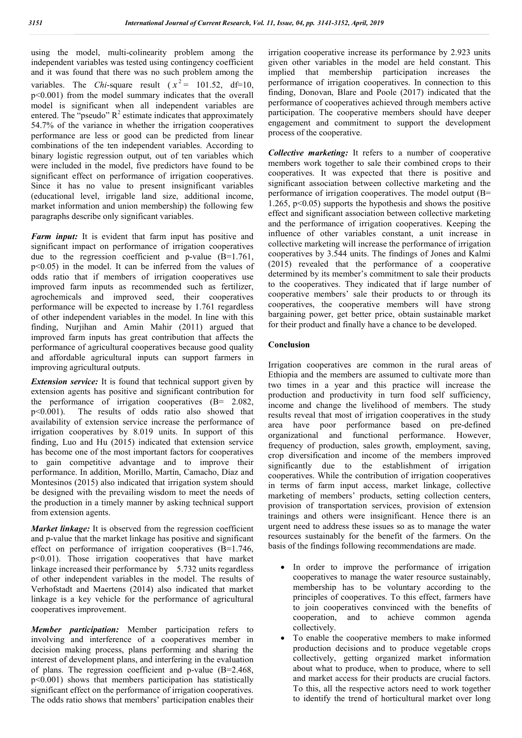using the model, multi-colinearity problem among the independent variables was tested using contingency coefficient and it was found that there was no such problem among the variables. The *Chi*-square result ($x^2$ = 101.52, df=10, p<0.001) from the model summary indicates that the overall model is significant when all independent variables are entered. The "pseudo" $R^2$ estimate indicates that approximately 54.7% of the variance in whether the irrigation cooperatives performance are less or good can be predicted from linear combinations of the ten independent variables. According to binary logistic regression output, out of ten variables which were included in the model, five predictors have found to be significant effect on performance of irrigation cooperatives. Since it has no value to present insignificant variables (educational level, irrigable land size, additional income, market information and union membership) the following few paragraphs describe only significant variables.

***Farm input:*** It is evident that farm input has positive and significant impact on performance of irrigation cooperatives due to the regression coefficient and p-value (B=1.761, p<0.05) in the model. It can be inferred from the values of odds ratio that if members of irrigation cooperatives use improved farm inputs as recommended such as fertilizer, agrochemicals and improved seed, their cooperatives performance will be expected to increase by 1.761 regardless of other independent variables in the model. In line with this finding, Nurjihan and Amin Mahir (2011) argued that improved farm inputs has great contribution that affects the performance of agricultural cooperatives because good quality and affordable agricultural inputs can support farmers in improving agricultural outputs.

***Extension service:*** It is found that technical support given by extension agents has positive and significant contribution for the performance of irrigation cooperatives (B= 2.082, p<0.001). The results of odds ratio also showed that availability of extension service increase the performance of irrigation cooperatives by 8.019 units. In support of this finding, Luo and Hu (2015) indicated that extension service has become one of the most important factors for cooperatives to gain competitive advantage and to improve their performance. In addition, Morillo, Martín, Camacho, Díaz and Montesinos (2015) also indicated that irrigation system should be designed with the prevailing wisdom to meet the needs of the production in a timely manner by asking technical support from extension agents.

***Market linkage:*** It is observed from the regression coefficient and p-value that the market linkage has positive and significant effect on performance of irrigation cooperatives (B=1.746, p<0.01). Those irrigation cooperatives that have market linkage increased their performance by 5.732 units regardless of other independent variables in the model. The results of Verhofstadt and Maertens (2014) also indicated that market linkage is a key vehicle for the performance of agricultural cooperatives improvement.

***Member participation:*** Member participation refers to involving and interference of a cooperatives member in decision making process, plans performing and sharing the interest of development plans, and interfering in the evaluation of plans. The regression coefficient and p-value (B=2.468, p<0.001) shows that members participation has statistically significant effect on the performance of irrigation cooperatives. The odds ratio shows that members' participation enables their irrigation cooperative increase its performance by 2.923 units given other variables in the model are held constant. This implied that membership participation increases the performance of irrigation cooperatives. In connection to this finding, Donovan, Blare and Poole (2017) indicated that the performance of cooperatives achieved through members active participation. The cooperative members should have deeper engagement and commitment to support the development process of the cooperative.

***Collective marketing:*** It refers to a number of cooperative members work together to sale their combined crops to their cooperatives. It was expected that there is positive and significant association between collective marketing and the performance of irrigation cooperatives. The model output (B= 1.265, p<0.05) supports the hypothesis and shows the positive effect and significant association between collective marketing and the performance of irrigation cooperatives. Keeping the influence of other variables constant, a unit increase in collective marketing will increase the performance of irrigation cooperatives by 3.544 units. The findings of Jones and Kalmi (2015) revealed that the performance of a cooperative determined by its member's commitment to sale their products to the cooperatives. They indicated that if large number of cooperative members' sale their products to or through its cooperatives, the cooperative members will have strong bargaining power, get better price, obtain sustainable market for their product and finally have a chance to be developed.

## Conclusion

Irrigation cooperatives are common in the rural areas of Ethiopia and the members are assumed to cultivate more than two times in a year and this practice will increase the production and productivity in turn food self sufficiency, income and change the livelihood of members. The study results reveal that most of irrigation cooperatives in the study area have poor performance based on pre-defined organizational and functional performance. However, frequency of production, sales growth, employment, saving, crop diversification and income of the members improved significantly due to the establishment of irrigation cooperatives. While the contribution of irrigation cooperatives in terms of farm input access, market linkage, collective marketing of members' products, setting collection centers, provision of transportation services, provision of extension trainings and others were insignificant. Hence there is an urgent need to address these issues so as to manage the water resources sustainably for the benefit of the farmers. On the basis of the findings following recommendations are made.

- In order to improve the performance of irrigation cooperatives to manage the water resource sustainably, membership has to be voluntary according to the principles of cooperatives. To this effect, farmers have to join cooperatives convinced with the benefits of cooperation, and to achieve common agenda collectively.
- To enable the cooperative members to make informed production decisions and to produce vegetable crops collectively, getting organized market information about what to produce, when to produce, where to sell and market access for their products are crucial factors. To this, all the respective actors need to work together to identify the trend of horticultural market over long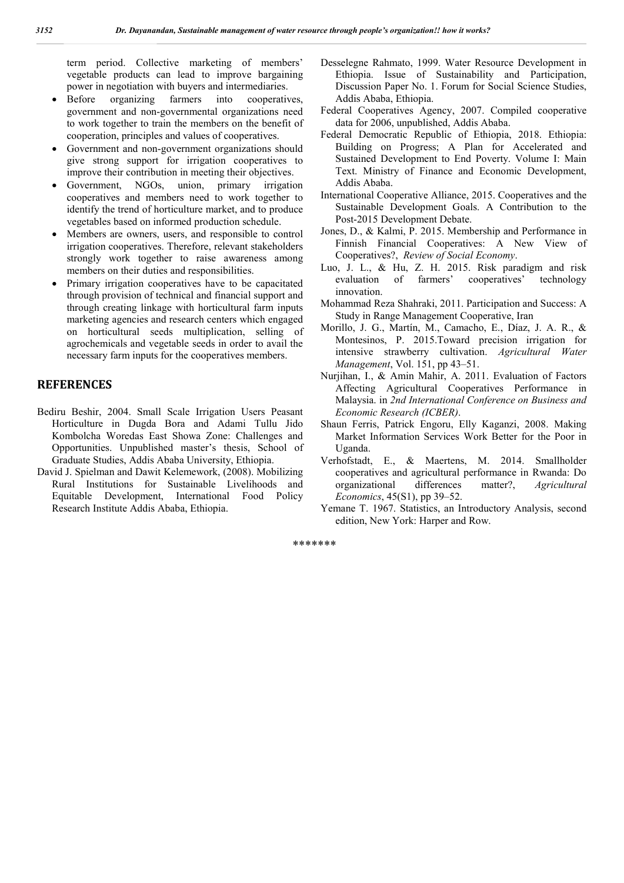term period. Collective marketing of members' vegetable products can lead to improve bargaining power in negotiation with buyers and intermediaries.

- Before organizing farmers into cooperatives, government and non-governmental organizations need to work together to train the members on the benefit of cooperation, principles and values of cooperatives.
- Government and non-government organizations should give strong support for irrigation cooperatives to improve their contribution in meeting their objectives.
- Government, NGOs, union, primary irrigation cooperatives and members need to work together to identify the trend of horticulture market, and to produce vegetables based on informed production schedule.
- Members are owners, users, and responsible to control irrigation cooperatives. Therefore, relevant stakeholders strongly work together to raise awareness among members on their duties and responsibilities.
- Primary irrigation cooperatives have to be capacitated through provision of technical and financial support and through creating linkage with horticultural farm inputs marketing agencies and research centers which engaged on horticultural seeds multiplication, selling of agrochemicals and vegetable seeds in order to avail the necessary farm inputs for the cooperatives members.

## REFERENCES

Bediru Beshir, 2004. Small Scale Irrigation Users Peasant Horticulture in Dugda Bora and Adami Tullu Jido Kombolcha Woredas East Showa Zone: Challenges and Opportunities. Unpublished master's thesis, School of Graduate Studies, Addis Ababa University, Ethiopia.

David J. Spielman and Dawit Kelemework, (2008). Mobilizing Rural Institutions for Sustainable Livelihoods and Equitable Development, International Food Policy Research Institute Addis Ababa, Ethiopia.

Desselegne Rahmato, 1999. Water Resource Development in Ethiopia. Issue of Sustainability and Participation, Discussion Paper No. 1. Forum for Social Science Studies, Addis Ababa, Ethiopia.

Federal Cooperatives Agency, 2007. Compiled cooperative data for 2006, unpublished, Addis Ababa.

Federal Democratic Republic of Ethiopia, 2018. Ethiopia: Building on Progress; A Plan for Accelerated and Sustained Development to End Poverty. Volume I: Main Text. Ministry of Finance and Economic Development, Addis Ababa.

International Cooperative Alliance, 2015. Cooperatives and the Sustainable Development Goals. A Contribution to the Post-2015 Development Debate.

Jones, D., & Kalmi, P. 2015. Membership and Performance in Finnish Financial Cooperatives: A New View of Cooperatives?, *Review of Social Economy*.

Luo, J. L., & Hu, Z. H. 2015. Risk paradigm and risk evaluation of farmers' cooperatives' technology innovation.

Mohammad Reza Shahraki, 2011. Participation and Success: A Study in Range Management Cooperative, Iran

Morillo, J. G., Martín, M., Camacho, E., Díaz, J. A. R., & Montesinos, P. 2015.Toward precision irrigation for intensive strawberry cultivation. *Agricultural Water Management*, Vol. 151, pp 43–51.

Nurjihan, I., & Amin Mahir, A. 2011. Evaluation of Factors Affecting Agricultural Cooperatives Performance in Malaysia. in *2nd International Conference on Business and Economic Research (ICBER)*.

Shaun Ferris, Patrick Engoru, Elly Kaganzi, 2008. Making Market Information Services Work Better for the Poor in Uganda.

Verhofstadt, E., & Maertens, M. 2014. Smallholder cooperatives and agricultural performance in Rwanda: Do organizational differences matter?, *Agricultural Economics*, 45(S1), pp 39–52.

Yemane T. 1967. Statistics, an Introductory Analysis, second edition, New York: Harper and Row.

*******